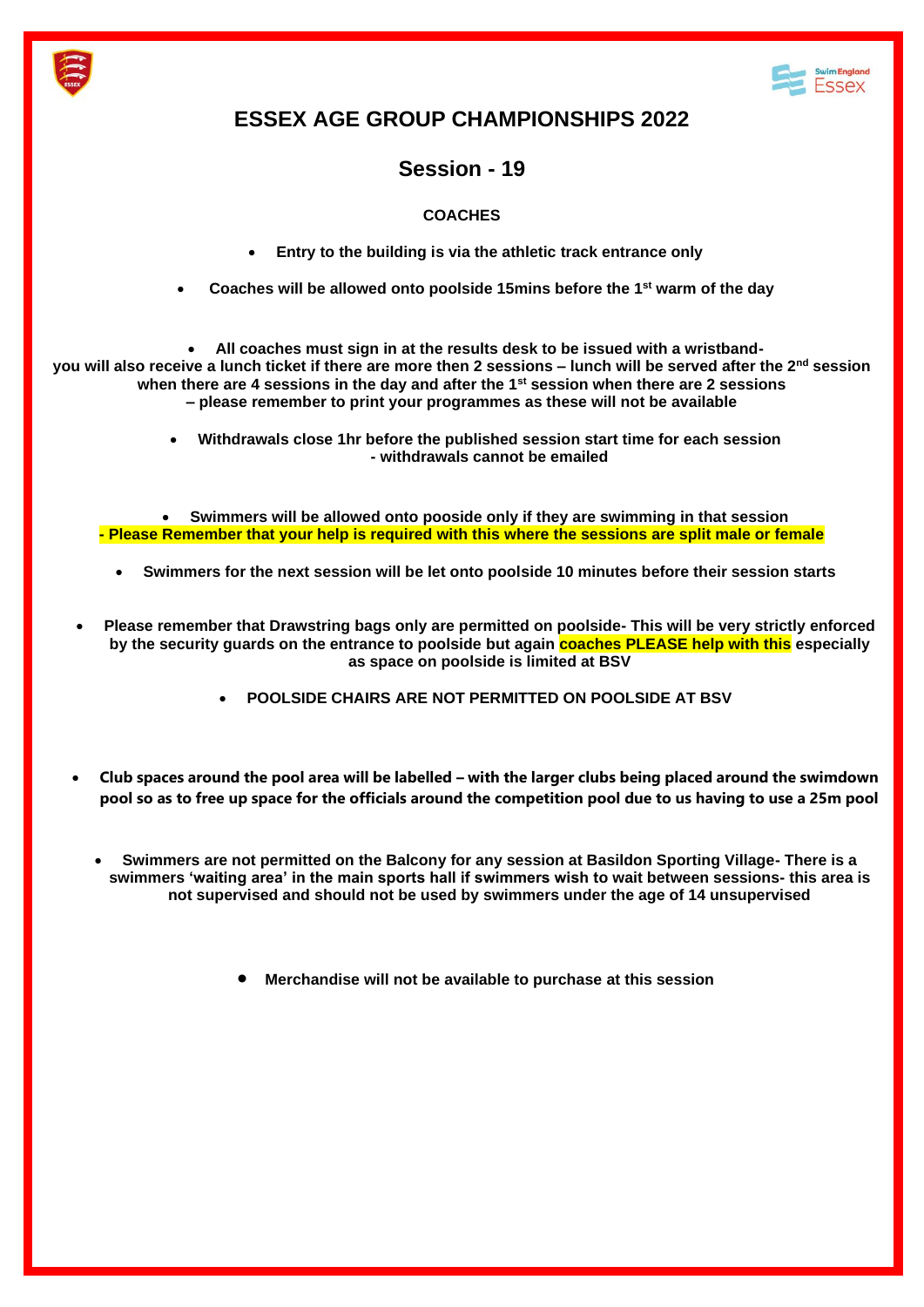# ESSEX AGE GROUP CHAMPIONSHIPS 2022

## Session - 19

**COACHES**

- **Entry to the building is via the athletic track entrance only**
- **Coaches will be allowed onto poolside 15mins before the 1st warm of the day**
- **All coaches must sign in at the results desk to be issued with a wristband- you will also receive a lunch ticket if there are more then 2 sessions – lunch will be served after the 2nd session when there are 4 sessions in the day and after the 1st session when there are 2 sessions – please remember to print your programmes as these will not be available**
- **Withdrawals close 1hr before the published session start time for each session - withdrawals cannot be emailed**
- **Swimmers will be allowed onto pooside only if they are swimming in that session - Please Remember that your help is required with this where the sessions are split male or female**
- **Swimmers for the next session will be let onto poolside 10 minutes before their session starts**
- **Please remember that Drawstring bags only are permitted on poolside- This will be very strictly enforced by the security guards on the entrance to poolside but again coaches PLEASE help with this especially as space on poolside is limited at BSV**
- **POOLSIDE CHAIRS ARE NOT PERMITTED ON POOLSIDE AT BSV**
- **Club spaces around the pool area will be labelled – with the larger clubs being placed around the swimdown pool so as to free up space for the officials around the competition pool due to us having to use a 25m pool**
- **Swimmers are not permitted on the Balcony for any session at Basildon Sporting Village- There is a swimmers 'waiting area' in the main sports hall if swimmers wish to wait between sessions- this area is not supervised and should not be used by swimmers under the age of 14 unsupervised**
- **Merchandise will not be available to purchase at this session**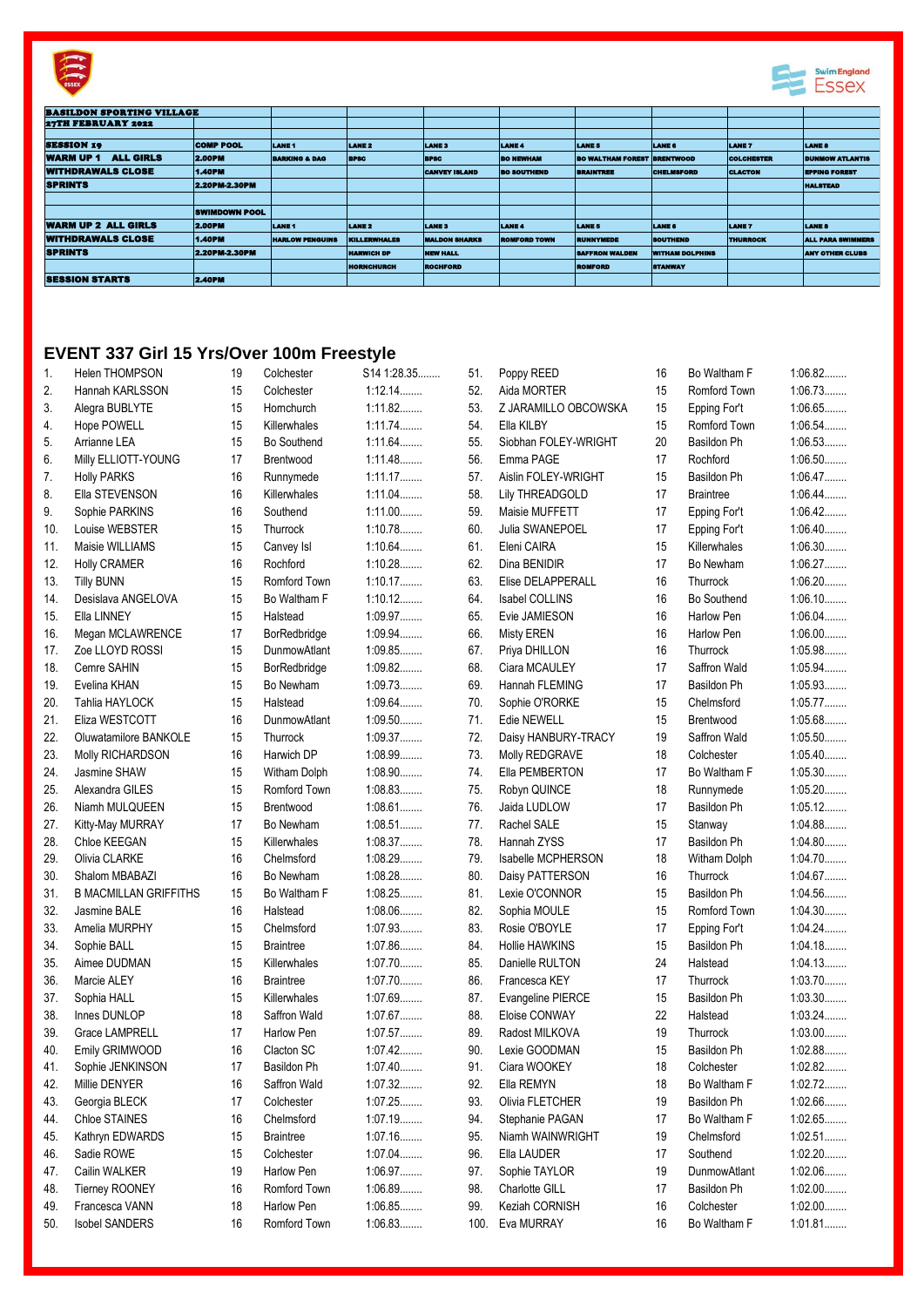| BASILDON SPORTING VILLAGE | | | | | | | | | |
|---|---|---|---|---|---|---|---|---|---|
| 27TH FEBRUARY 2022 | | | | | | | | | |
| | | | | | | | | | |
| SESSION 19 | COMP POOL | LANE 1 | LANE 2 | LANE 3 | LANE 4 | LANE 5 | LANE 6 | LANE 7 | LANE 8 |
| WARM UP 1 ALL GIRLS | 2.00PM | BARKING & DAG | BPSC | BPSC | BO NEWHAM | BO WALTHAM FOREST | BRENTWOOD | COLCHESTER | DUNMOW ATLANTIS |
| WITHDRAWALS CLOSE | 1.40PM | | | CANVEY ISLAND | BO SOUTHEND | BRAINTREE | CHELMSFORD | CLACTON | EPPING FOREST |
| SPRINTS | 2.20PM-2.30PM | | | | | | | | HALSTEAD |
| | | | | | | | | | |
| | SWIMDOWN POOL | | | | | | | | |
| WARM UP 2 ALL GIRLS | 2.00PM | LANE 1 | LANE 2 | LANE 3 | LANE 4 | LANE 5 | LANE 6 | LANE 7 | LANE 8 |
| WITHDRAWALS CLOSE | 1.40PM | HARLOW PENGUINS | KILLERWHALES | MALDON SHARKS | ROMFORD TOWN | RUNNYMEDE | SOUTHEND | THURROCK | ALL PARA SWIMMERS |
| SPRINTS | 2.20PM-2.30PM | | HARWICH DP | NEW HALL | | SAFFRON WALDEN | WITHAM DOLPHINS | | ANY OTHER CLUBS |
| | | | HORNCHURCH | ROCHFORD | | ROMFORD | STANWAY | | |
| SESSION STARTS | 2.40PM | | | | | | | | |

## EVENT 337 Girl 15 Yrs/Over 100m Freestyle

| # | Name | Age | Club | Time |
|---|---|---|---|---|
| 1. | Helen THOMPSON | 19 | Colchester | S14 1:28.35........ |
| 2. | Hannah KARLSSON | 15 | Colchester | 1:12.14........ |
| 3. | Alegra BUBLYTE | 15 | Hornchurch | 1:11.82........ |
| 4. | Hope POWELL | 15 | Killerwhales | 1:11.74........ |
| 5. | Arrianne LEA | 15 | Bo Southend | 1:11.64........ |
| 6. | Milly ELLIOTT-YOUNG | 17 | Brentwood | 1:11.48........ |
| 7. | Holly PARKS | 16 | Runnymede | 1:11.17........ |
| 8. | Ella STEVENSON | 16 | Killerwhales | 1:11.04........ |
| 9. | Sophie PARKINS | 16 | Southend | 1:11.00........ |
| 10. | Louise WEBSTER | 15 | Thurrock | 1:10.78........ |
| 11. | Maisie WILLIAMS | 15 | Canvey Isl | 1:10.64........ |
| 12. | Holly CRAMER | 16 | Rochford | 1:10.28........ |
| 13. | Tilly BUNN | 15 | Romford Town | 1:10.17........ |
| 14. | Desislava ANGELOVA | 15 | Bo Waltham F | 1:10.12........ |
| 15. | Ella LINNEY | 15 | Halstead | 1:09.97........ |
| 16. | Megan MCLAWRENCE | 17 | BorRedbridge | 1:09.94........ |
| 17. | Zoe LLOYD ROSSI | 15 | DunmowAtlant | 1:09.85........ |
| 18. | Cemre SAHIN | 15 | BorRedbridge | 1:09.82........ |
| 19. | Evelina KHAN | 15 | Bo Newham | 1:09.73........ |
| 20. | Tahlia HAYLOCK | 15 | Halstead | 1:09.64........ |
| 21. | Eliza WESTCOTT | 16 | DunmowAtlant | 1:09.50........ |
| 22. | Oluwatamilore BANKOLE | 15 | Thurrock | 1:09.37........ |
| 23. | Molly RICHARDSON | 16 | Harwich DP | 1:08.99........ |
| 24. | Jasmine SHAW | 15 | Witham Dolph | 1:08.90........ |
| 25. | Alexandra GILES | 15 | Romford Town | 1:08.83........ |
| 26. | Niamh MULQUEEN | 15 | Brentwood | 1:08.61........ |
| 27. | Kitty-May MURRAY | 17 | Bo Newham | 1:08.51........ |
| 28. | Chloe KEEGAN | 15 | Killerwhales | 1:08.37........ |
| 29. | Olivia CLARKE | 16 | Chelmsford | 1:08.29........ |
| 30. | Shalom MBABAZI | 16 | Bo Newham | 1:08.28........ |
| 31. | B MACMILLAN GRIFFITHS | 15 | Bo Waltham F | 1:08.25........ |
| 32. | Jasmine BALE | 16 | Halstead | 1:08.06........ |
| 33. | Amelia MURPHY | 15 | Chelmsford | 1:07.93........ |
| 34. | Sophie BALL | 15 | Braintree | 1:07.86........ |
| 35. | Aimee DUDMAN | 15 | Killerwhales | 1:07.70........ |
| 36. | Marcie ALEY | 16 | Braintree | 1:07.70........ |
| 37. | Sophia HALL | 15 | Killerwhales | 1:07.69........ |
| 38. | Innes DUNLOP | 18 | Saffron Wald | 1:07.67........ |
| 39. | Grace LAMPRELL | 17 | Harlow Pen | 1:07.57........ |
| 40. | Emily GRIMWOOD | 16 | Clacton SC | 1:07.42........ |
| 41. | Sophie JENKINSON | 17 | Basildon Ph | 1:07.40........ |
| 42. | Millie DENYER | 16 | Saffron Wald | 1:07.32........ |
| 43. | Georgia BLECK | 17 | Colchester | 1:07.25........ |
| 44. | Chloe STAINES | 16 | Chelmsford | 1:07.19........ |
| 45. | Kathryn EDWARDS | 15 | Braintree | 1:07.16........ |
| 46. | Sadie ROWE | 15 | Colchester | 1:07.04........ |
| 47. | Cailin WALKER | 19 | Harlow Pen | 1:06.97........ |
| 48. | Tierney ROONEY | 16 | Romford Town | 1:06.89........ |
| 49. | Francesca VANN | 18 | Harlow Pen | 1:06.85........ |
| 50. | Isobel SANDERS | 16 | Romford Town | 1:06.83........ |
| 51. | Poppy REED | 16 | Bo Waltham F | 1:06.82........ |
| 52. | Aida MORTER | 15 | Romford Town | 1:06.73........ |
| 53. | Z JARAMILLO OBCOWSKA | 15 | Epping For't | 1:06.65........ |
| 54. | Ella KILBY | 15 | Romford Town | 1:06.54........ |
| 55. | Siobhan FOLEY-WRIGHT | 20 | Basildon Ph | 1:06.53........ |
| 56. | Emma PAGE | 17 | Rochford | 1:06.50........ |
| 57. | Aislin FOLEY-WRIGHT | 15 | Basildon Ph | 1:06.47........ |
| 58. | Lily THREADGOLD | 17 | Braintree | 1:06.44........ |
| 59. | Maisie MUFFETT | 17 | Epping For't | 1:06.42........ |
| 60. | Julia SWANEPOEL | 17 | Epping For't | 1:06.40........ |
| 61. | Eleni CAIRA | 15 | Killerwhales | 1:06.30........ |
| 62. | Dina BENIDIR | 17 | Bo Newham | 1:06.27........ |
| 63. | Elise DELAPPERALL | 16 | Thurrock | 1:06.20........ |
| 64. | Isabel COLLINS | 16 | Bo Southend | 1:06.10........ |
| 65. | Evie JAMIESON | 16 | Harlow Pen | 1:06.04........ |
| 66. | Misty EREN | 16 | Harlow Pen | 1:06.00........ |
| 67. | Priya DHILLON | 16 | Thurrock | 1:05.98........ |
| 68. | Ciara MCAULEY | 17 | Saffron Wald | 1:05.94........ |
| 69. | Hannah FLEMING | 17 | Basildon Ph | 1:05.93........ |
| 70. | Sophie O'RORKE | 15 | Chelmsford | 1:05.77........ |
| 71. | Edie NEWELL | 15 | Brentwood | 1:05.68........ |
| 72. | Daisy HANBURY-TRACY | 19 | Saffron Wald | 1:05.50........ |
| 73. | Molly REDGRAVE | 18 | Colchester | 1:05.40........ |
| 74. | Ella PEMBERTON | 17 | Bo Waltham F | 1:05.30........ |
| 75. | Robyn QUINCE | 18 | Runnymede | 1:05.20........ |
| 76. | Jaida LUDLOW | 17 | Basildon Ph | 1:05.12........ |
| 77. | Rachel SALE | 15 | Stanway | 1:04.88........ |
| 78. | Hannah ZYSS | 17 | Basildon Ph | 1:04.80........ |
| 79. | Isabelle MCPHERSON | 18 | Witham Dolph | 1:04.70........ |
| 80. | Daisy PATTERSON | 16 | Thurrock | 1:04.67........ |
| 81. | Lexie O'CONNOR | 15 | Basildon Ph | 1:04.56........ |
| 82. | Sophia MOULE | 15 | Romford Town | 1:04.30........ |
| 83. | Rosie O'BOYLE | 17 | Epping For't | 1:04.24........ |
| 84. | Hollie HAWKINS | 15 | Basildon Ph | 1:04.18........ |
| 85. | Danielle RULTON | 24 | Halstead | 1:04.13........ |
| 86. | Francesca KEY | 17 | Thurrock | 1:03.70........ |
| 87. | Evangeline PIERCE | 15 | Basildon Ph | 1:03.30........ |
| 88. | Eloise CONWAY | 22 | Halstead | 1:03.24........ |
| 89. | Radost MILKOVA | 19 | Thurrock | 1:03.00........ |
| 90. | Lexie GOODMAN | 15 | Basildon Ph | 1:02.88........ |
| 91. | Ciara WOOKEY | 18 | Colchester | 1:02.82........ |
| 92. | Ella REMYN | 18 | Bo Waltham F | 1:02.72........ |
| 93. | Olivia FLETCHER | 19 | Basildon Ph | 1:02.66........ |
| 94. | Stephanie PAGAN | 17 | Bo Waltham F | 1:02.65........ |
| 95. | Niamh WAINWRIGHT | 19 | Chelmsford | 1:02.51........ |
| 96. | Ella LAUDER | 17 | Southend | 1:02.20........ |
| 97. | Sophie TAYLOR | 19 | DunmowAtlant | 1:02.06........ |
| 98. | Charlotte GILL | 17 | Basildon Ph | 1:02.00........ |
| 99. | Keziah CORNISH | 16 | Colchester | 1:02.00........ |
| 100. | Eva MURRAY | 16 | Bo Waltham F | 1:01.81........ |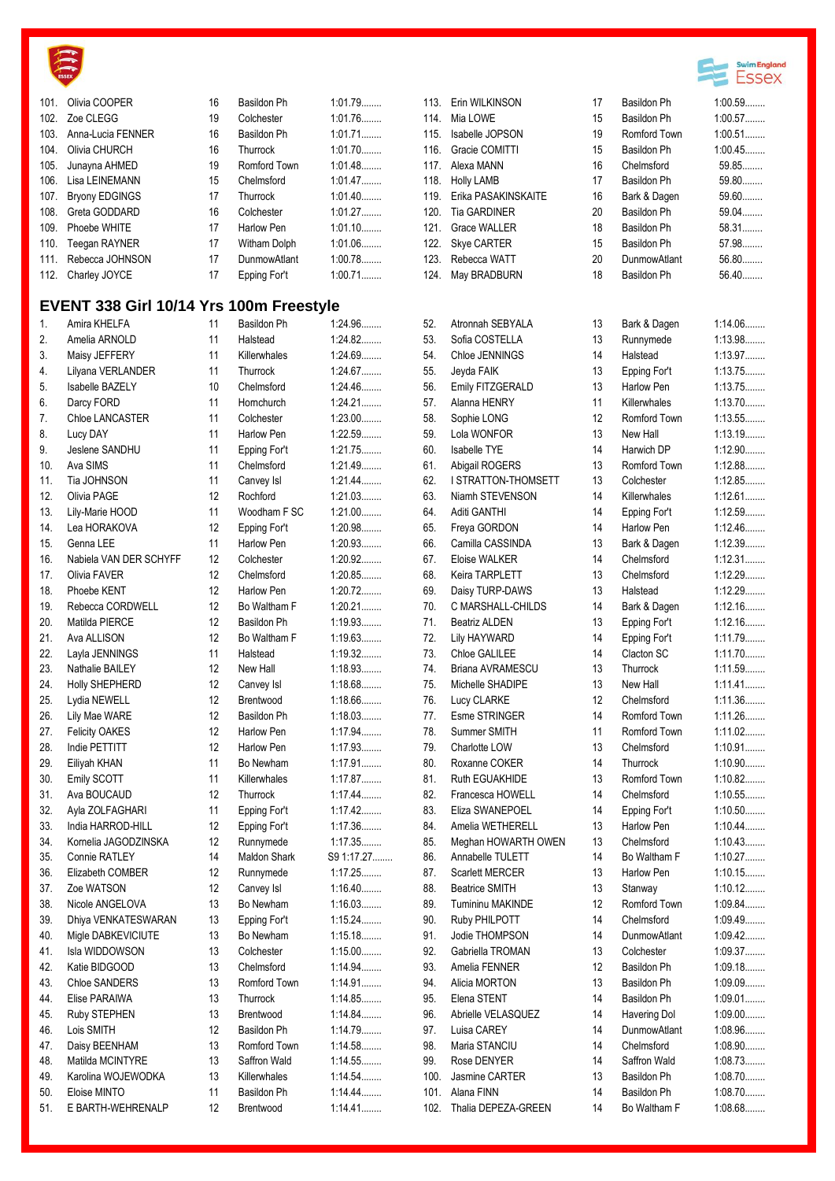| | | | | |
|---|---|---|---|---|
| 101. | Olivia COOPER | 16 | Basildon Ph | 1:01.79........ |
| 102. | Zoe CLEGG | 19 | Colchester | 1:01.76........ |
| 103. | Anna-Lucia FENNER | 16 | Basildon Ph | 1:01.71........ |
| 104. | Olivia CHURCH | 16 | Thurrock | 1:01.70........ |
| 105. | Junayna AHMED | 19 | Romford Town | 1:01.48........ |
| 106. | Lisa LEINEMANN | 15 | Chelmsford | 1:01.47........ |
| 107. | Bryony EDGINGS | 17 | Thurrock | 1:01.40........ |
| 108. | Greta GODDARD | 16 | Colchester | 1:01.27........ |
| 109. | Phoebe WHITE | 17 | Harlow Pen | 1:01.10........ |
| 110. | Teegan RAYNER | 17 | Witham Dolph | 1:01.06........ |
| 111. | Rebecca JOHNSON | 17 | DunmowAtlant | 1:00.78........ |
| 112. | Charley JOYCE | 17 | Epping For't | 1:00.71........ |
| 113. | Erin WILKINSON | 17 | Basildon Ph | 1:00.59........ |
| 114. | Mia LOWE | 15 | Basildon Ph | 1:00.57........ |
| 115. | Isabelle JOPSON | 19 | Romford Town | 1:00.51........ |
| 116. | Gracie COMITTI | 15 | Basildon Ph | 1:00.45........ |
| 117. | Alexa MANN | 16 | Chelmsford | 59.85........ |
| 118. | Holly LAMB | 17 | Basildon Ph | 59.80........ |
| 119. | Erika PASAKINSKAITE | 16 | Bark & Dagen | 59.60........ |
| 120. | Tia GARDINER | 20 | Basildon Ph | 59.04........ |
| 121. | Grace WALLER | 18 | Basildon Ph | 58.31........ |
| 122. | Skye CARTER | 15 | Basildon Ph | 57.98........ |
| 123. | Rebecca WATT | 20 | DunmowAtlant | 56.80........ |
| 124. | May BRADBURN | 18 | Basildon Ph | 56.40........ |

## EVENT 338 Girl 10/14 Yrs 100m Freestyle

| | | | | |
|---|---|---|---|---|
| 1. | Amira KHELFA | 11 | Basildon Ph | 1:24.96........ |
| 2. | Amelia ARNOLD | 11 | Halstead | 1:24.82........ |
| 3. | Maisy JEFFERY | 11 | Killerwhales | 1:24.69........ |
| 4. | Lilyana VERLANDER | 11 | Thurrock | 1:24.67........ |
| 5. | Isabelle BAZELY | 10 | Chelmsford | 1:24.46........ |
| 6. | Darcy FORD | 11 | Hornchurch | 1:24.21........ |
| 7. | Chloe LANCASTER | 11 | Colchester | 1:23.00........ |
| 8. | Lucy DAY | 11 | Harlow Pen | 1:22.59........ |
| 9. | Jeslene SANDHU | 11 | Epping For't | 1:21.75........ |
| 10. | Ava SIMS | 11 | Chelmsford | 1:21.49........ |
| 11. | Tia JOHNSON | 11 | Canvey Isl | 1:21.44........ |
| 12. | Olivia PAGE | 12 | Rochford | 1:21.03........ |
| 13. | Lily-Marie HOOD | 11 | Woodham F SC | 1:21.00........ |
| 14. | Lea HORAKOVA | 12 | Epping For't | 1:20.98........ |
| 15. | Genna LEE | 11 | Harlow Pen | 1:20.93........ |
| 16. | Nabiela VAN DER SCHYFF | 12 | Colchester | 1:20.92........ |
| 17. | Olivia FAVER | 12 | Chelmsford | 1:20.85........ |
| 18. | Phoebe KENT | 12 | Harlow Pen | 1:20.72........ |
| 19. | Rebecca CORDWELL | 12 | Bo Waltham F | 1:20.21........ |
| 20. | Matilda PIERCE | 12 | Basildon Ph | 1:19.93........ |
| 21. | Ava ALLISON | 12 | Bo Waltham F | 1:19.63........ |
| 22. | Layla JENNINGS | 11 | Halstead | 1:19.32........ |
| 23. | Nathalie BAILEY | 12 | New Hall | 1:18.93........ |
| 24. | Holly SHEPHERD | 12 | Canvey Isl | 1:18.68........ |
| 25. | Lydia NEWELL | 12 | Brentwood | 1:18.66........ |
| 26. | Lily Mae WARE | 12 | Basildon Ph | 1:18.03........ |
| 27. | Felicity OAKES | 12 | Harlow Pen | 1:17.94........ |
| 28. | Indie PETTITT | 12 | Harlow Pen | 1:17.93........ |
| 29. | Eiliyah KHAN | 11 | Bo Newham | 1:17.91........ |
| 30. | Emily SCOTT | 11 | Killerwhales | 1:17.87........ |
| 31. | Ava BOUCAUD | 12 | Thurrock | 1:17.44........ |
| 32. | Ayla ZOLFAGHARI | 11 | Epping For't | 1:17.42........ |
| 33. | India HARROD-HILL | 12 | Epping For't | 1:17.36........ |
| 34. | Kornelia JAGODZINSKA | 12 | Runnymede | 1:17.35........ |
| 35. | Connie RATLEY | 14 | Maldon Shark | S9 1:17.27........ |
| 36. | Elizabeth COMBER | 12 | Runnymede | 1:17.25........ |
| 37. | Zoe WATSON | 12 | Canvey Isl | 1:16.40........ |
| 38. | Nicole ANGELOVA | 13 | Bo Newham | 1:16.03........ |
| 39. | Dhiya VENKATESWARAN | 13 | Epping For't | 1:15.24........ |
| 40. | Migle DABKEVICIUTE | 13 | Bo Newham | 1:15.18........ |
| 41. | Isla WIDDOWSON | 13 | Colchester | 1:15.00........ |
| 42. | Katie BIDGOOD | 13 | Chelmsford | 1:14.94........ |
| 43. | Chloe SANDERS | 13 | Romford Town | 1:14.91........ |
| 44. | Elise PARAIWA | 13 | Thurrock | 1:14.85........ |
| 45. | Ruby STEPHEN | 13 | Brentwood | 1:14.84........ |
| 46. | Lois SMITH | 12 | Basildon Ph | 1:14.79........ |
| 47. | Daisy BEENHAM | 13 | Romford Town | 1:14.58........ |
| 48. | Matilda MCINTYRE | 13 | Saffron Wald | 1:14.55........ |
| 49. | Karolina WOJEWODKA | 13 | Killerwhales | 1:14.54........ |
| 50. | Eloise MINTO | 11 | Basildon Ph | 1:14.44........ |
| 51. | E BARTH-WEHRENALP | 12 | Brentwood | 1:14.41........ |
| 52. | Atronnah SEBYALA | 13 | Bark & Dagen | 1:14.06........ |
| 53. | Sofia COSTELLA | 13 | Runnymede | 1:13.98........ |
| 54. | Chloe JENNINGS | 14 | Halstead | 1:13.97........ |
| 55. | Jeyda FAIK | 13 | Epping For't | 1:13.75........ |
| 56. | Emily FITZGERALD | 13 | Harlow Pen | 1:13.75........ |
| 57. | Alanna HENRY | 11 | Killerwhales | 1:13.70........ |
| 58. | Sophie LONG | 12 | Romford Town | 1:13.55........ |
| 59. | Lola WONFOR | 13 | New Hall | 1:13.19........ |
| 60. | Isabelle TYE | 14 | Harwich DP | 1:12.90........ |
| 61. | Abigail ROGERS | 13 | Romford Town | 1:12.88........ |
| 62. | I STRATTON-THOMSETT | 13 | Colchester | 1:12.85........ |
| 63. | Niamh STEVENSON | 14 | Killerwhales | 1:12.61........ |
| 64. | Aditi GANTHI | 14 | Epping For't | 1:12.59........ |
| 65. | Freya GORDON | 14 | Harlow Pen | 1:12.46........ |
| 66. | Camilla CASSINDA | 13 | Bark & Dagen | 1:12.39........ |
| 67. | Eloise WALKER | 14 | Chelmsford | 1:12.31........ |
| 68. | Keira TARPLETT | 13 | Chelmsford | 1:12.29........ |
| 69. | Daisy TURP-DAWS | 13 | Halstead | 1:12.29........ |
| 70. | C MARSHALL-CHILDS | 14 | Bark & Dagen | 1:12.16........ |
| 71. | Beatriz ALDEN | 13 | Epping For't | 1:12.16........ |
| 72. | Lily HAYWARD | 14 | Epping For't | 1:11.79........ |
| 73. | Chloe GALILEE | 14 | Clacton SC | 1:11.70........ |
| 74. | Briana AVRAMESCU | 13 | Thurrock | 1:11.59........ |
| 75. | Michelle SHADIPE | 13 | New Hall | 1:11.41........ |
| 76. | Lucy CLARKE | 12 | Chelmsford | 1:11.36........ |
| 77. | Esme STRINGER | 14 | Romford Town | 1:11.26........ |
| 78. | Summer SMITH | 11 | Romford Town | 1:11.02........ |
| 79. | Charlotte LOW | 13 | Chelmsford | 1:10.91........ |
| 80. | Roxanne COKER | 14 | Thurrock | 1:10.90........ |
| 81. | Ruth EGUAKHIDE | 13 | Romford Town | 1:10.82........ |
| 82. | Francesca HOWELL | 14 | Chelmsford | 1:10.55........ |
| 83. | Eliza SWANEPOEL | 14 | Epping For't | 1:10.50........ |
| 84. | Amelia WETHERELL | 13 | Harlow Pen | 1:10.44........ |
| 85. | Meghan HOWARTH OWEN | 13 | Chelmsford | 1:10.43........ |
| 86. | Annabelle TULETT | 14 | Bo Waltham F | 1:10.27........ |
| 87. | Scarlett MERCER | 13 | Harlow Pen | 1:10.15........ |
| 88. | Beatrice SMITH | 13 | Stanway | 1:10.12........ |
| 89. | Tumininu MAKINDE | 12 | Romford Town | 1:09.84........ |
| 90. | Ruby PHILPOTT | 14 | Chelmsford | 1:09.49........ |
| 91. | Jodie THOMPSON | 14 | DunmowAtlant | 1:09.42........ |
| 92. | Gabriella TROMAN | 13 | Colchester | 1:09.37........ |
| 93. | Amelia FENNER | 12 | Basildon Ph | 1:09.18........ |
| 94. | Alicia MORTON | 13 | Basildon Ph | 1:09.09........ |
| 95. | Elena STENT | 14 | Basildon Ph | 1:09.01........ |
| 96. | Abrielle VELASQUEZ | 14 | Havering Dol | 1:09.00........ |
| 97. | Luisa CAREY | 14 | DunmowAtlant | 1:08.96........ |
| 98. | Maria STANCIU | 14 | Chelmsford | 1:08.90........ |
| 99. | Rose DENYER | 14 | Saffron Wald | 1:08.73........ |
| 100. | Jasmine CARTER | 13 | Basildon Ph | 1:08.70........ |
| 101. | Alana FINN | 14 | Basildon Ph | 1:08.70........ |
| 102. | Thalia DEPEZA-GREEN | 14 | Bo Waltham F | 1:08.68........ |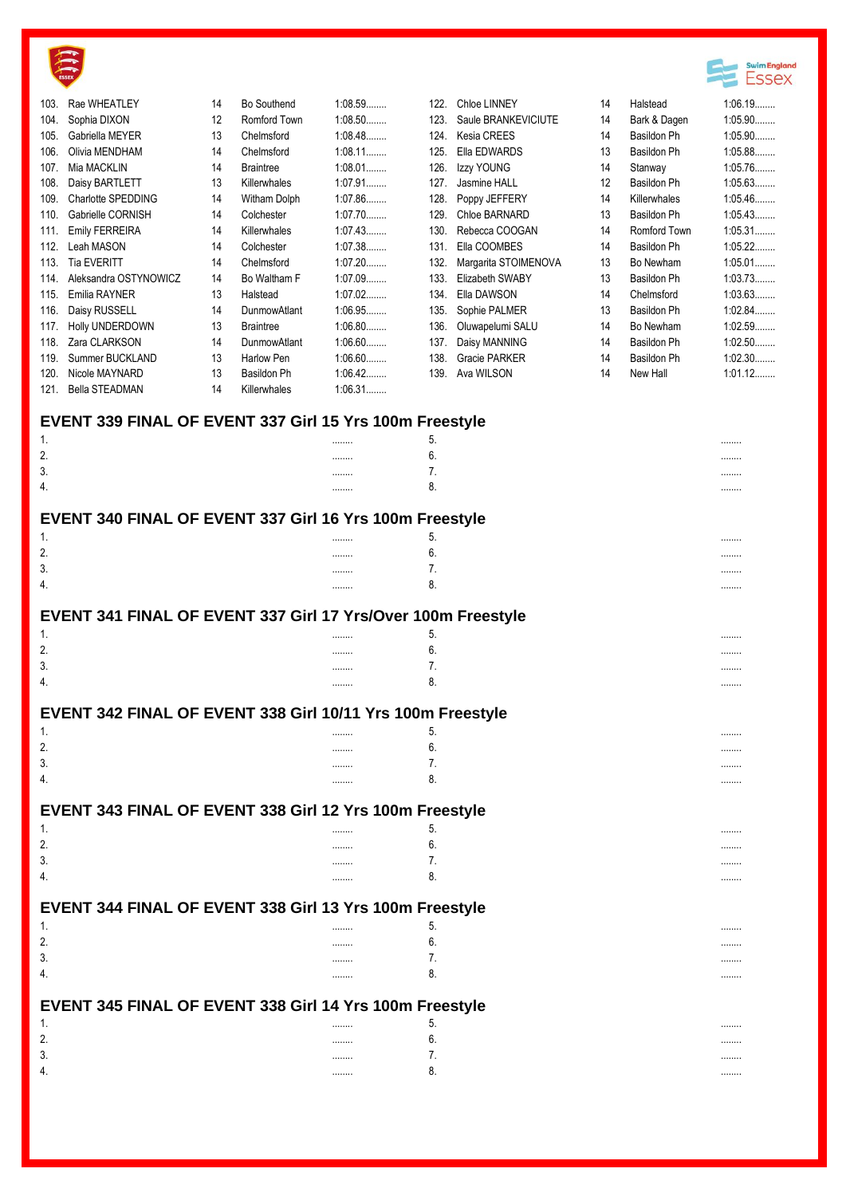| | | | | |
|---|---|---|---|---|
| 103. | Rae WHEATLEY | 14 | Bo Southend | 1:08.59........ |
| 104. | Sophia DIXON | 12 | Romford Town | 1:08.50........ |
| 105. | Gabriella MEYER | 13 | Chelmsford | 1:08.48........ |
| 106. | Olivia MENDHAM | 14 | Chelmsford | 1:08.11........ |
| 107. | Mia MACKLIN | 14 | Braintree | 1:08.01........ |
| 108. | Daisy BARTLETT | 13 | Killerwhales | 1:07.91........ |
| 109. | Charlotte SPEDDING | 14 | Witham Dolph | 1:07.86........ |
| 110. | Gabrielle CORNISH | 14 | Colchester | 1:07.70........ |
| 111. | Emily FERREIRA | 14 | Killerwhales | 1:07.43........ |
| 112. | Leah MASON | 14 | Colchester | 1:07.38........ |
| 113. | Tia EVERITT | 14 | Chelmsford | 1:07.20........ |
| 114. | Aleksandra OSTYNOWICZ | 14 | Bo Waltham F | 1:07.09........ |
| 115. | Emilia RAYNER | 13 | Halstead | 1:07.02........ |
| 116. | Daisy RUSSELL | 14 | DunmowAtlant | 1:06.95........ |
| 117. | Holly UNDERDOWN | 13 | Braintree | 1:06.80........ |
| 118. | Zara CLARKSON | 14 | DunmowAtlant | 1:06.60........ |
| 119. | Summer BUCKLAND | 13 | Harlow Pen | 1:06.60........ |
| 120. | Nicole MAYNARD | 13 | Basildon Ph | 1:06.42........ |
| 121. | Bella STEADMAN | 14 | Killerwhales | 1:06.31........ |
| 122. | Chloe LINNEY | 14 | Halstead | 1:06.19........ |
| 123. | Saule BRANKEVICIUTE | 14 | Bark & Dagen | 1:05.90........ |
| 124. | Kesia CREES | 14 | Basildon Ph | 1:05.90........ |
| 125. | Ella EDWARDS | 13 | Basildon Ph | 1:05.88........ |
| 126. | Izzy YOUNG | 14 | Stanway | 1:05.76........ |
| 127. | Jasmine HALL | 12 | Basildon Ph | 1:05.63........ |
| 128. | Poppy JEFFERY | 14 | Killerwhales | 1:05.46........ |
| 129. | Chloe BARNARD | 13 | Basildon Ph | 1:05.43........ |
| 130. | Rebecca COOGAN | 14 | Romford Town | 1:05.31........ |
| 131. | Ella COOMBES | 14 | Basildon Ph | 1:05.22........ |
| 132. | Margarita STOIMENOVA | 13 | Bo Newham | 1:05.01........ |
| 133. | Elizabeth SWABY | 13 | Basildon Ph | 1:03.73........ |
| 134. | Ella DAWSON | 14 | Chelmsford | 1:03.63........ |
| 135. | Sophie PALMER | 13 | Basildon Ph | 1:02.84........ |
| 136. | Oluwapelumi SALU | 14 | Bo Newham | 1:02.59........ |
| 137. | Daisy MANNING | 14 | Basildon Ph | 1:02.50........ |
| 138. | Gracie PARKER | 14 | Basildon Ph | 1:02.30........ |
| 139. | Ava WILSON | 14 | New Hall | 1:01.12........ |

## EVENT 339 FINAL OF EVENT 337 Girl 15 Yrs 100m Freestyle

1. ........
2. ........
3. ........
4. ........
5. ........
6. ........
7. ........
8. ........

## EVENT 340 FINAL OF EVENT 337 Girl 16 Yrs 100m Freestyle

1. ........
2. ........
3. ........
4. ........
5. ........
6. ........
7. ........
8. ........

## EVENT 341 FINAL OF EVENT 337 Girl 17 Yrs/Over 100m Freestyle

1. ........
2. ........
3. ........
4. ........
5. ........
6. ........
7. ........
8. ........

## EVENT 342 FINAL OF EVENT 338 Girl 10/11 Yrs 100m Freestyle

1. ........
2. ........
3. ........
4. ........
5. ........
6. ........
7. ........
8. ........

## EVENT 343 FINAL OF EVENT 338 Girl 12 Yrs 100m Freestyle

1. ........
2. ........
3. ........
4. ........
5. ........
6. ........
7. ........
8. ........

## EVENT 344 FINAL OF EVENT 338 Girl 13 Yrs 100m Freestyle

1. ........
2. ........
3. ........
4. ........
5. ........
6. ........
7. ........
8. ........

## EVENT 345 FINAL OF EVENT 338 Girl 14 Yrs 100m Freestyle

1. ........
2. ........
3. ........
4. ........
5. ........
6. ........
7. ........
8. ........